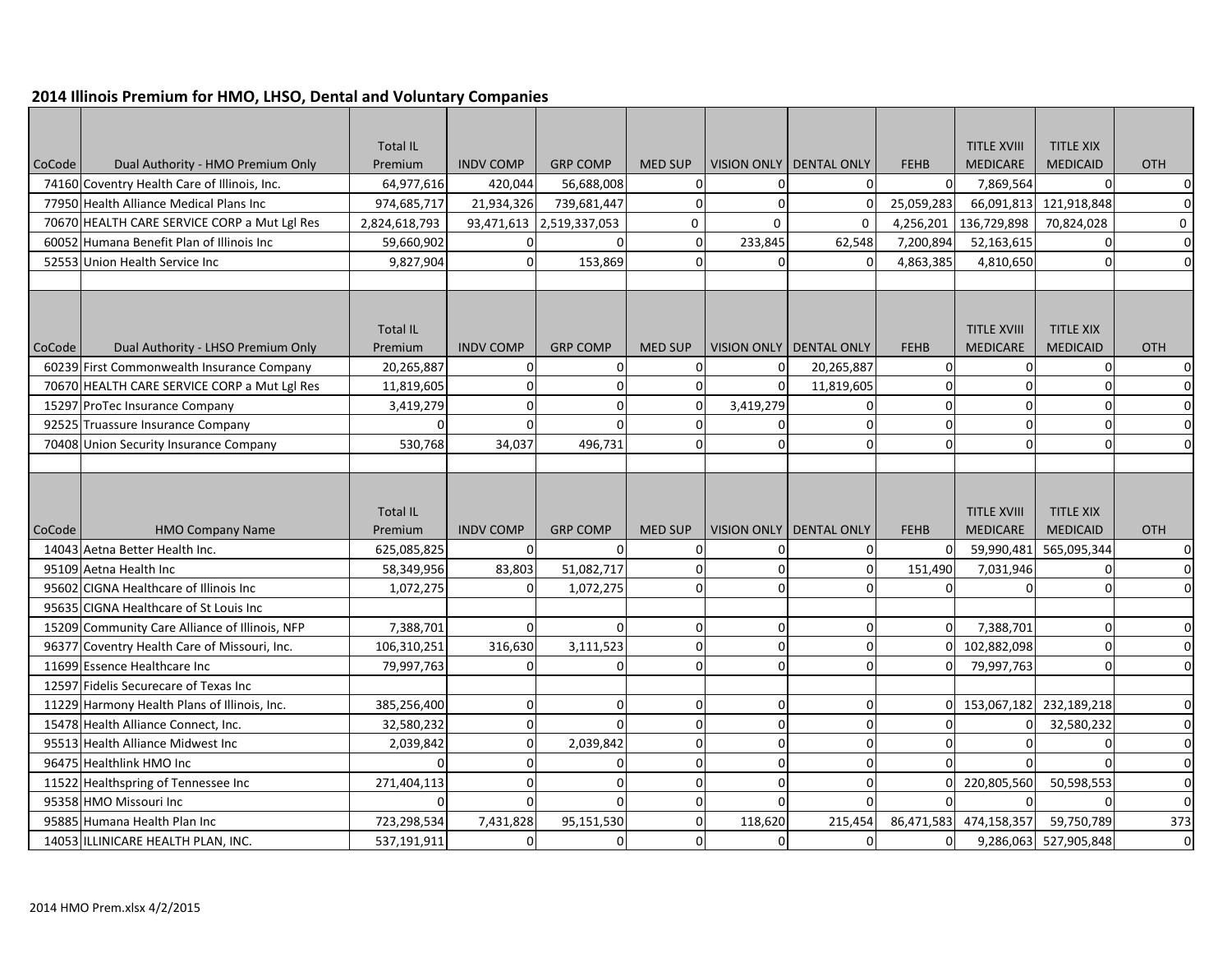## 2014 Illinois Premium for HMO, LHSO, Dental and Voluntary Companies

| CoCode | Dual Authority - HMO Premium Only | Total IL Premium | INDV COMP | GRP COMP | MED SUP | VISION ONLY | DENTAL ONLY | FEHB | TITLE XVIII MEDICARE | TITLE XIX MEDICAID | OTH |
|---|---|---|---|---|---|---|---|---|---|---|---|
| 74160 | Coventry Health Care of Illinois, Inc. | 64,977,616 | 420,044 | 56,688,008 | 0 | 0 | 0 | 0 | 7,869,564 | 0 | 0 |
| 77950 | Health Alliance Medical Plans Inc | 974,685,717 | 21,934,326 | 739,681,447 | 0 | 0 | 0 | 25,059,283 | 66,091,813 | 121,918,848 | 0 |
| 70670 | HEALTH CARE SERVICE CORP a Mut Lgl Res | 2,824,618,793 | 93,471,613 | 2,519,337,053 | 0 | 0 | 0 | 4,256,201 | 136,729,898 | 70,824,028 | 0 |
| 60052 | Humana Benefit Plan of Illinois Inc | 59,660,902 | 0 | 0 | 0 | 233,845 | 62,548 | 7,200,894 | 52,163,615 | 0 | 0 |
| 52553 | Union Health Service Inc | 9,827,904 | 0 | 153,869 | 0 | 0 | 0 | 4,863,385 | 4,810,650 | 0 | 0 |

| CoCode | Dual Authority - LHSO Premium Only | Total IL Premium | INDV COMP | GRP COMP | MED SUP | VISION ONLY | DENTAL ONLY | FEHB | TITLE XVIII MEDICARE | TITLE XIX MEDICAID | OTH |
|---|---|---|---|---|---|---|---|---|---|---|---|
| 60239 | First Commonwealth Insurance Company | 20,265,887 | 0 | 0 | 0 | 0 | 20,265,887 | 0 | 0 | 0 | 0 |
| 70670 | HEALTH CARE SERVICE CORP a Mut Lgl Res | 11,819,605 | 0 | 0 | 0 | 0 | 11,819,605 | 0 | 0 | 0 | 0 |
| 15297 | ProTec Insurance Company | 3,419,279 | 0 | 0 | 0 | 3,419,279 | 0 | 0 | 0 | 0 | 0 |
| 92525 | Truassure Insurance Company | 0 | 0 | 0 | 0 | 0 | 0 | 0 | 0 | 0 | 0 |
| 70408 | Union Security Insurance Company | 530,768 | 34,037 | 496,731 | 0 | 0 | 0 | 0 | 0 | 0 | 0 |

| CoCode | HMO Company Name | Total IL Premium | INDV COMP | GRP COMP | MED SUP | VISION ONLY | DENTAL ONLY | FEHB | TITLE XVIII MEDICARE | TITLE XIX MEDICAID | OTH |
|---|---|---|---|---|---|---|---|---|---|---|---|
| 14043 | Aetna Better Health Inc. | 625,085,825 | 0 | 0 | 0 | 0 | 0 | 0 | 59,990,481 | 565,095,344 | 0 |
| 95109 | Aetna Health Inc | 58,349,956 | 83,803 | 51,082,717 | 0 | 0 | 0 | 151,490 | 7,031,946 | 0 | 0 |
| 95602 | CIGNA Healthcare of Illinois Inc | 1,072,275 | 0 | 1,072,275 | 0 | 0 | 0 | 0 | 0 | 0 | 0 |
| 95635 | CIGNA Healthcare of St Louis Inc | | | | | | | | | | |
| 15209 | Community Care Alliance of Illinois, NFP | 7,388,701 | 0 | 0 | 0 | 0 | 0 | 0 | 7,388,701 | 0 | 0 |
| 96377 | Coventry Health Care of Missouri, Inc. | 106,310,251 | 316,630 | 3,111,523 | 0 | 0 | 0 | 0 | 102,882,098 | 0 | 0 |
| 11699 | Essence Healthcare Inc | 79,997,763 | 0 | 0 | 0 | 0 | 0 | 0 | 79,997,763 | 0 | 0 |
| 12597 | Fidelis Securecare of Texas Inc | | | | | | | | | | |
| 11229 | Harmony Health Plans of Illinois, Inc. | 385,256,400 | 0 | 0 | 0 | 0 | 0 | 0 | 153,067,182 | 232,189,218 | 0 |
| 15478 | Health Alliance Connect, Inc. | 32,580,232 | 0 | 0 | 0 | 0 | 0 | 0 | 0 | 32,580,232 | 0 |
| 95513 | Health Alliance Midwest Inc | 2,039,842 | 0 | 2,039,842 | 0 | 0 | 0 | 0 | 0 | 0 | 0 |
| 96475 | Healthlink HMO Inc | 0 | 0 | 0 | 0 | 0 | 0 | 0 | 0 | 0 | 0 |
| 11522 | Healthspring of Tennessee Inc | 271,404,113 | 0 | 0 | 0 | 0 | 0 | 0 | 220,805,560 | 50,598,553 | 0 |
| 95358 | HMO Missouri Inc | 0 | 0 | 0 | 0 | 0 | 0 | 0 | 0 | 0 | 0 |
| 95885 | Humana Health Plan Inc | 723,298,534 | 7,431,828 | 95,151,530 | 0 | 118,620 | 215,454 | 86,471,583 | 474,158,357 | 59,750,789 | 373 |
| 14053 | ILLINICARE HEALTH PLAN, INC. | 537,191,911 | 0 | 0 | 0 | 0 | 0 | 0 | 9,286,063 | 527,905,848 | 0 |

2014 HMO Prem.xlsx 4/2/2015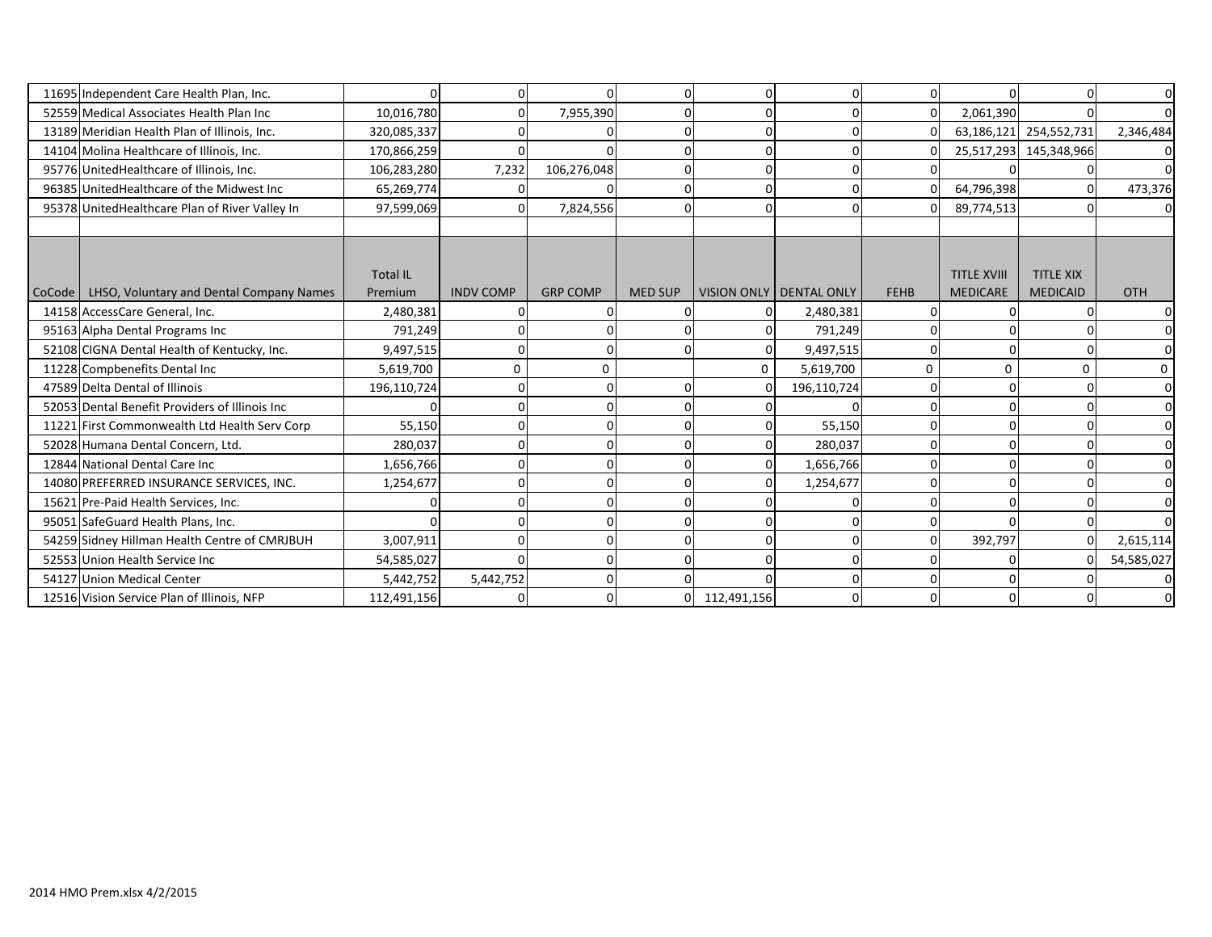| | | | | | | | | | | | |
|---|---|---|---|---|---|---|---|---|---|---|---|
| 11695 | Independent Care Health Plan, Inc. | 0 | 0 | 0 | 0 | 0 | 0 | 0 | 0 | 0 | 0 |
| 52559 | Medical Associates Health Plan Inc | 10,016,780 | 0 | 7,955,390 | 0 | 0 | 0 | 0 | 2,061,390 | 0 | 0 |
| 13189 | Meridian Health Plan of Illinois, Inc. | 320,085,337 | 0 | 0 | 0 | 0 | 0 | 0 | 63,186,121 | 254,552,731 | 2,346,484 |
| 14104 | Molina Healthcare of Illinois, Inc. | 170,866,259 | 0 | 0 | 0 | 0 | 0 | 0 | 25,517,293 | 145,348,966 | 0 |
| 95776 | UnitedHealthcare of Illinois, Inc. | 106,283,280 | 7,232 | 106,276,048 | 0 | 0 | 0 | 0 | 0 | 0 | 0 |
| 96385 | UnitedHealthcare of the Midwest Inc | 65,269,774 | 0 | 0 | 0 | 0 | 0 | 0 | 64,796,398 | 0 | 473,376 |
| 95378 | UnitedHealthcare Plan of River Valley In | 97,599,069 | 0 | 7,824,556 | 0 | 0 | 0 | 0 | 89,774,513 | 0 | 0 |
| | | | | | | | | | | | |
| CoCode | LHSO, Voluntary and Dental Company Names | Total IL Premium | INDV COMP | GRP COMP | MED SUP | VISION ONLY | DENTAL ONLY | FEHB | TITLE XVIII MEDICARE | TITLE XIX MEDICAID | OTH |
| 14158 | AccessCare General, Inc. | 2,480,381 | 0 | 0 | 0 | 0 | 2,480,381 | 0 | 0 | 0 | 0 |
| 95163 | Alpha Dental Programs Inc | 791,249 | 0 | 0 | 0 | 0 | 791,249 | 0 | 0 | 0 | 0 |
| 52108 | CIGNA Dental Health of Kentucky, Inc. | 9,497,515 | 0 | 0 | 0 | 0 | 9,497,515 | 0 | 0 | 0 | 0 |
| 11228 | Compbenefits Dental Inc | 5,619,700 | 0 | 0 | | 0 | 5,619,700 | 0 | 0 | 0 | 0 |
| 47589 | Delta Dental of Illinois | 196,110,724 | 0 | 0 | 0 | 0 | 196,110,724 | 0 | 0 | 0 | 0 |
| 52053 | Dental Benefit Providers of Illinois Inc | 0 | 0 | 0 | 0 | 0 | 0 | 0 | 0 | 0 | 0 |
| 11221 | First Commonwealth Ltd Health Serv Corp | 55,150 | 0 | 0 | 0 | 0 | 55,150 | 0 | 0 | 0 | 0 |
| 52028 | Humana Dental Concern, Ltd. | 280,037 | 0 | 0 | 0 | 0 | 280,037 | 0 | 0 | 0 | 0 |
| 12844 | National Dental Care Inc | 1,656,766 | 0 | 0 | 0 | 0 | 1,656,766 | 0 | 0 | 0 | 0 |
| 14080 | PREFERRED INSURANCE SERVICES, INC. | 1,254,677 | 0 | 0 | 0 | 0 | 1,254,677 | 0 | 0 | 0 | 0 |
| 15621 | Pre-Paid Health Services, Inc. | 0 | 0 | 0 | 0 | 0 | 0 | 0 | 0 | 0 | 0 |
| 95051 | SafeGuard Health Plans, Inc. | 0 | 0 | 0 | 0 | 0 | 0 | 0 | 0 | 0 | 0 |
| 54259 | Sidney Hillman Health Centre of CMRJBUH | 3,007,911 | 0 | 0 | 0 | 0 | 0 | 0 | 392,797 | 0 | 2,615,114 |
| 52553 | Union Health Service Inc | 54,585,027 | 0 | 0 | 0 | 0 | 0 | 0 | 0 | 0 | 54,585,027 |
| 54127 | Union Medical Center | 5,442,752 | 5,442,752 | 0 | 0 | 0 | 0 | 0 | 0 | 0 | 0 |
| 12516 | Vision Service Plan of Illinois, NFP | 112,491,156 | 0 | 0 | 0 | 112,491,156 | 0 | 0 | 0 | 0 | 0 |

2014 HMO Prem.xlsx 4/2/2015